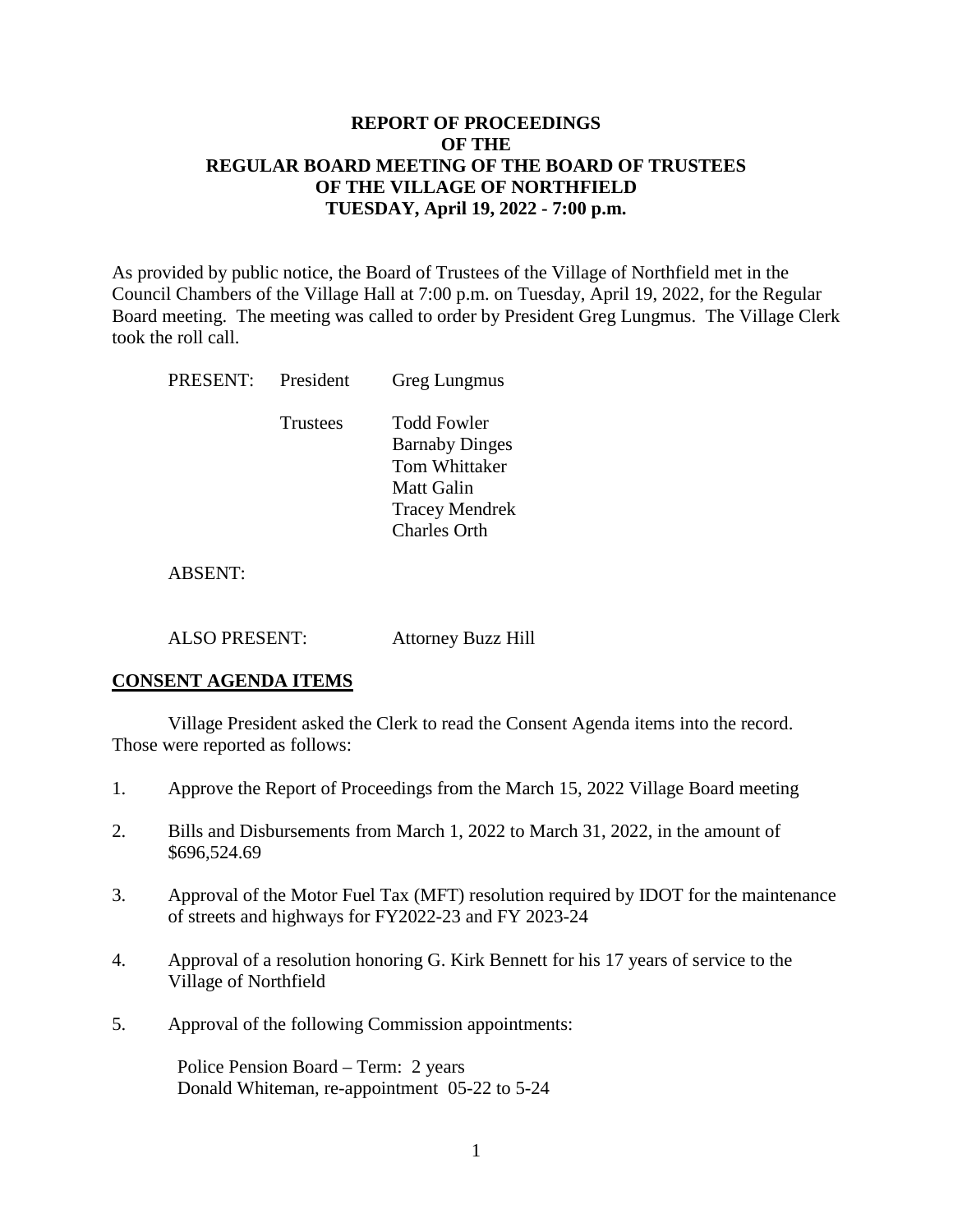**REPORT OF PROCEEDINGS**
**OF THE**
**REGULAR BOARD MEETING OF THE BOARD OF TRUSTEES**
**OF THE VILLAGE OF NORTHFIELD**
**TUESDAY, April 19, 2022 - 7:00 p.m.**

As provided by public notice, the Board of Trustees of the Village of Northfield met in the Council Chambers of the Village Hall at 7:00 p.m. on Tuesday, April 19, 2022, for the Regular Board meeting. The meeting was called to order by President Greg Lungmus. The Village Clerk took the roll call.

PRESENT: President Greg Lungmus

Trustees Todd Fowler
Barnaby Dinges
Tom Whittaker
Matt Galin
Tracey Mendrek
Charles Orth

ABSENT:

ALSO PRESENT: Attorney Buzz Hill

## CONSENT AGENDA ITEMS

Village President asked the Clerk to read the Consent Agenda items into the record. Those were reported as follows:

1. Approve the Report of Proceedings from the March 15, 2022 Village Board meeting

2. Bills and Disbursements from March 1, 2022 to March 31, 2022, in the amount of $696,524.69

3. Approval of the Motor Fuel Tax (MFT) resolution required by IDOT for the maintenance of streets and highways for FY2022-23 and FY 2023-24

4. Approval of a resolution honoring G. Kirk Bennett for his 17 years of service to the Village of Northfield

5. Approval of the following Commission appointments:

   Police Pension Board – Term: 2 years
   Donald Whiteman, re-appointment 05-22 to 5-24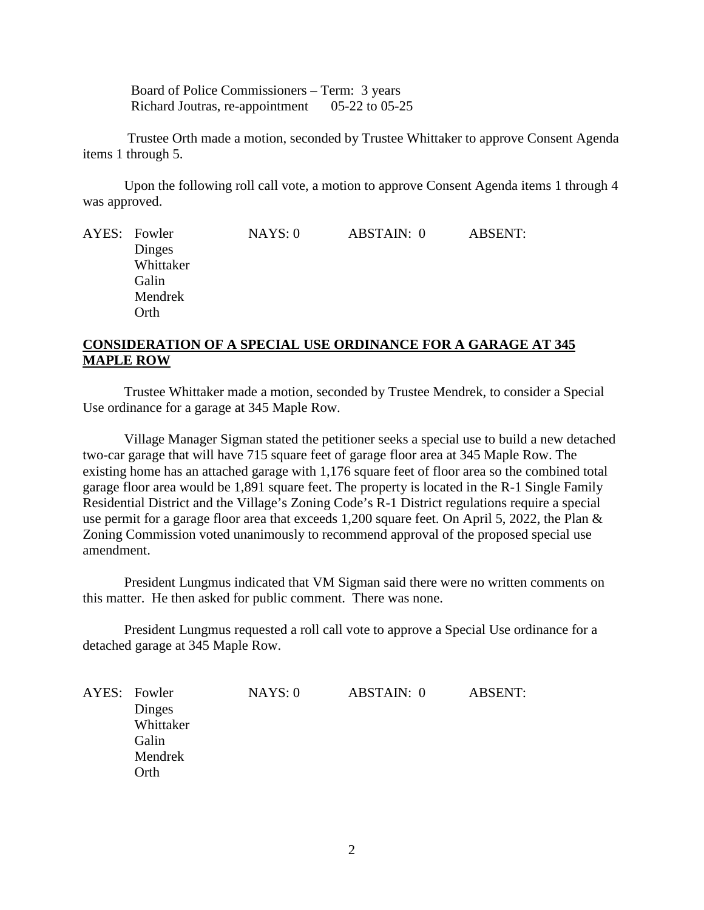Board of Police Commissioners – Term: 3 years
Richard Joutras, re-appointment 05-22 to 05-25

Trustee Orth made a motion, seconded by Trustee Whittaker to approve Consent Agenda items 1 through 5.

Upon the following roll call vote, a motion to approve Consent Agenda items 1 through 4 was approved.

| AYES: | NAYS: 0 | ABSTAIN: 0 | ABSENT: |
|---|---|---|---|
| Fowler | | | |
| Dinges | | | |
| Whittaker | | | |
| Galin | | | |
| Mendrek | | | |
| Orth | | | |

## CONSIDERATION OF A SPECIAL USE ORDINANCE FOR A GARAGE AT 345 MAPLE ROW

Trustee Whittaker made a motion, seconded by Trustee Mendrek, to consider a Special Use ordinance for a garage at 345 Maple Row.

Village Manager Sigman stated the petitioner seeks a special use to build a new detached two-car garage that will have 715 square feet of garage floor area at 345 Maple Row. The existing home has an attached garage with 1,176 square feet of floor area so the combined total garage floor area would be 1,891 square feet. The property is located in the R-1 Single Family Residential District and the Village's Zoning Code's R-1 District regulations require a special use permit for a garage floor area that exceeds 1,200 square feet. On April 5, 2022, the Plan & Zoning Commission voted unanimously to recommend approval of the proposed special use amendment.

President Lungmus indicated that VM Sigman said there were no written comments on this matter. He then asked for public comment. There was none.

President Lungmus requested a roll call vote to approve a Special Use ordinance for a detached garage at 345 Maple Row.

| AYES: | NAYS: 0 | ABSTAIN: 0 | ABSENT: |
|---|---|---|---|
| Fowler | | | |
| Dinges | | | |
| Whittaker | | | |
| Galin | | | |
| Mendrek | | | |
| Orth | | | |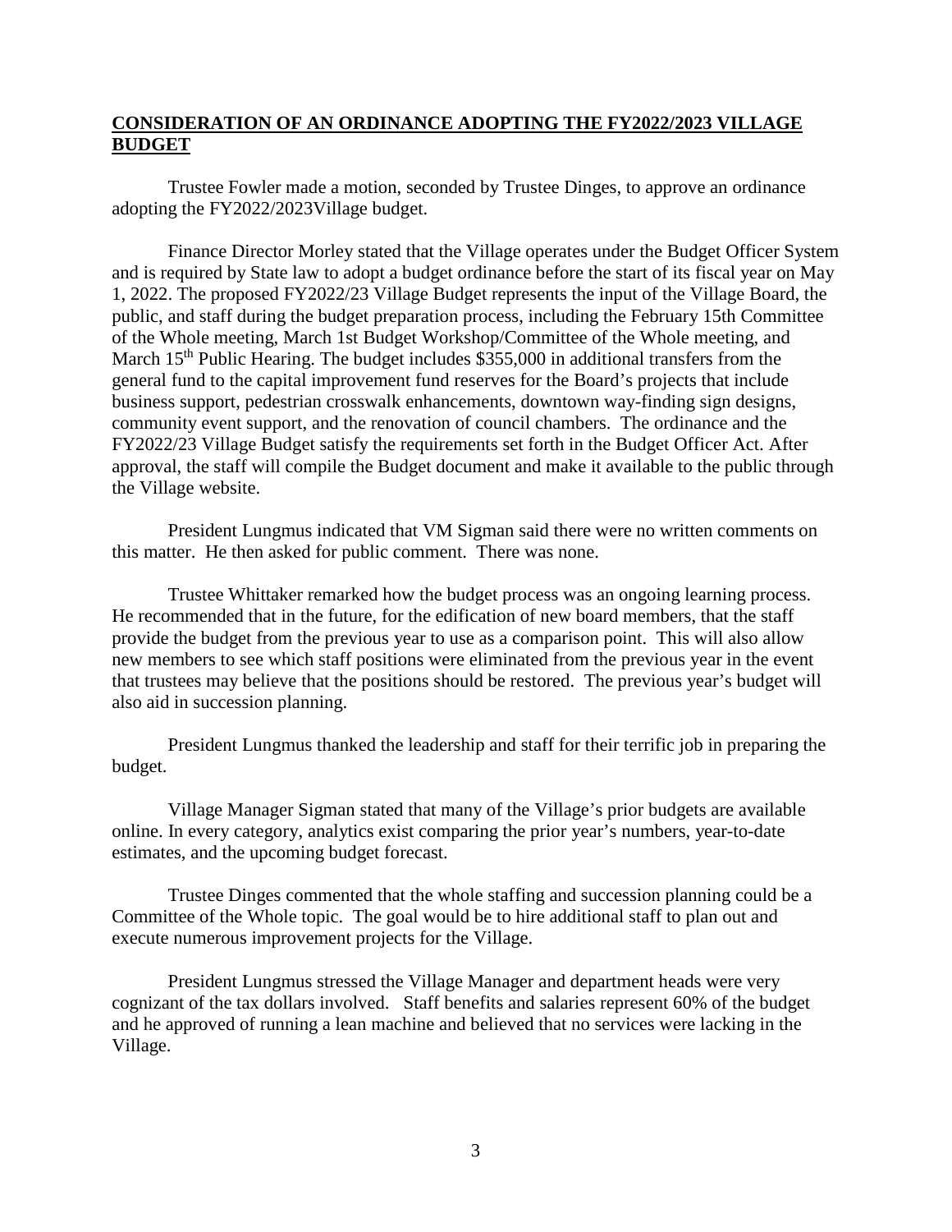## CONSIDERATION OF AN ORDINANCE ADOPTING THE FY2022/2023 VILLAGE BUDGET

Trustee Fowler made a motion, seconded by Trustee Dinges, to approve an ordinance adopting the FY2022/2023Village budget.

Finance Director Morley stated that the Village operates under the Budget Officer System and is required by State law to adopt a budget ordinance before the start of its fiscal year on May 1, 2022. The proposed FY2022/23 Village Budget represents the input of the Village Board, the public, and staff during the budget preparation process, including the February 15th Committee of the Whole meeting, March 1st Budget Workshop/Committee of the Whole meeting, and March 15th Public Hearing. The budget includes $355,000 in additional transfers from the general fund to the capital improvement fund reserves for the Board's projects that include business support, pedestrian crosswalk enhancements, downtown way-finding sign designs, community event support, and the renovation of council chambers. The ordinance and the FY2022/23 Village Budget satisfy the requirements set forth in the Budget Officer Act. After approval, the staff will compile the Budget document and make it available to the public through the Village website.

President Lungmus indicated that VM Sigman said there were no written comments on this matter. He then asked for public comment. There was none.

Trustee Whittaker remarked how the budget process was an ongoing learning process. He recommended that in the future, for the edification of new board members, that the staff provide the budget from the previous year to use as a comparison point. This will also allow new members to see which staff positions were eliminated from the previous year in the event that trustees may believe that the positions should be restored. The previous year's budget will also aid in succession planning.

President Lungmus thanked the leadership and staff for their terrific job in preparing the budget.

Village Manager Sigman stated that many of the Village's prior budgets are available online. In every category, analytics exist comparing the prior year's numbers, year-to-date estimates, and the upcoming budget forecast.

Trustee Dinges commented that the whole staffing and succession planning could be a Committee of the Whole topic. The goal would be to hire additional staff to plan out and execute numerous improvement projects for the Village.

President Lungmus stressed the Village Manager and department heads were very cognizant of the tax dollars involved. Staff benefits and salaries represent 60% of the budget and he approved of running a lean machine and believed that no services were lacking in the Village.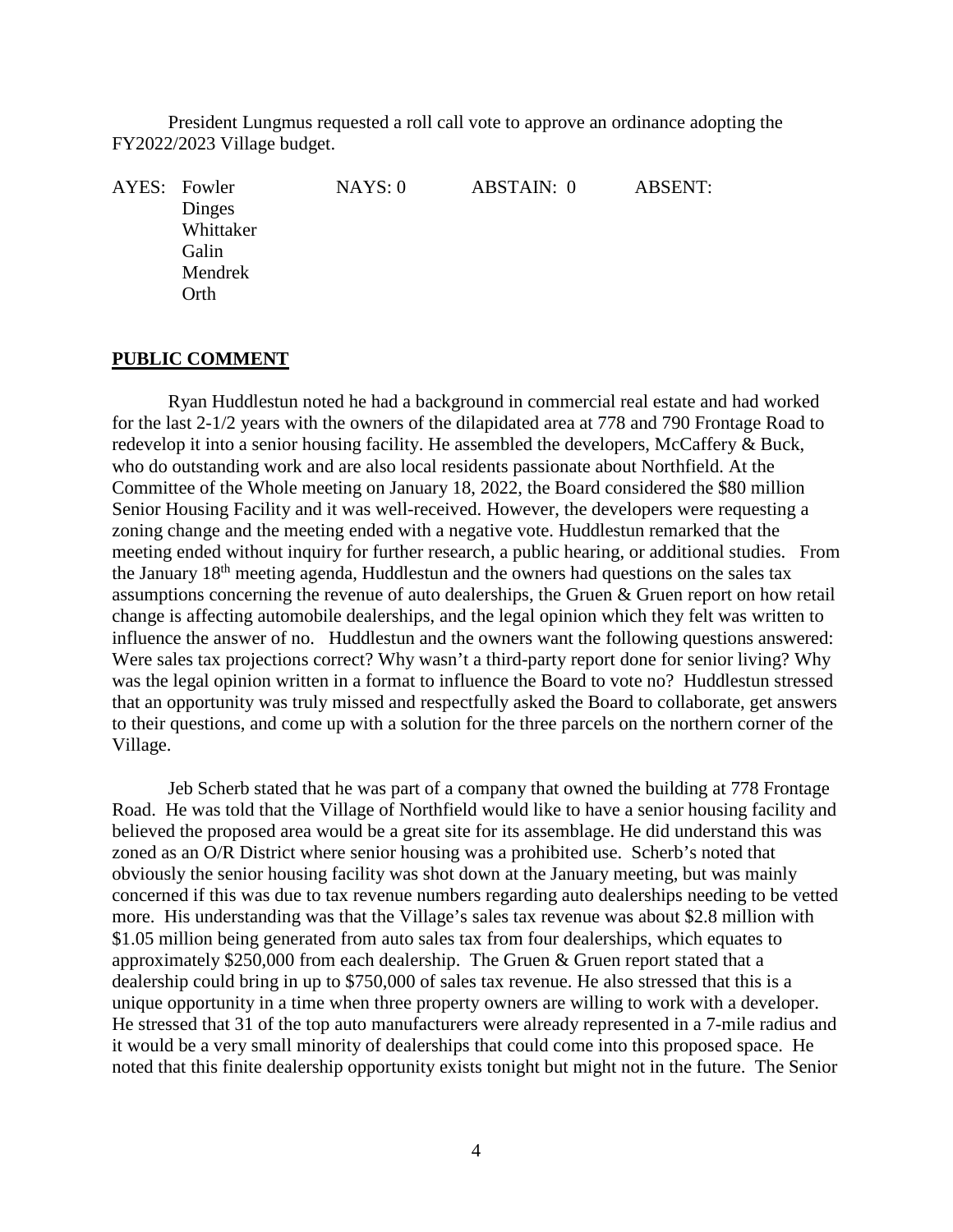President Lungmus requested a roll call vote to approve an ordinance adopting the FY2022/2023 Village budget.

| AYES: | NAYS: 0 | ABSTAIN: 0 | ABSENT: |
|---|---|---|---|
| Fowler | | | |
| Dinges | | | |
| Whittaker | | | |
| Galin | | | |
| Mendrek | | | |
| Orth | | | |

**PUBLIC COMMENT**

Ryan Huddlestun noted he had a background in commercial real estate and had worked for the last 2-1/2 years with the owners of the dilapidated area at 778 and 790 Frontage Road to redevelop it into a senior housing facility. He assembled the developers, McCaffery & Buck, who do outstanding work and are also local residents passionate about Northfield. At the Committee of the Whole meeting on January 18, 2022, the Board considered the $80 million Senior Housing Facility and it was well-received. However, the developers were requesting a zoning change and the meeting ended with a negative vote. Huddlestun remarked that the meeting ended without inquiry for further research, a public hearing, or additional studies. From the January 18th meeting agenda, Huddlestun and the owners had questions on the sales tax assumptions concerning the revenue of auto dealerships, the Gruen & Gruen report on how retail change is affecting automobile dealerships, and the legal opinion which they felt was written to influence the answer of no. Huddlestun and the owners want the following questions answered: Were sales tax projections correct? Why wasn't a third-party report done for senior living? Why was the legal opinion written in a format to influence the Board to vote no? Huddlestun stressed that an opportunity was truly missed and respectfully asked the Board to collaborate, get answers to their questions, and come up with a solution for the three parcels on the northern corner of the Village.

Jeb Scherb stated that he was part of a company that owned the building at 778 Frontage Road. He was told that the Village of Northfield would like to have a senior housing facility and believed the proposed area would be a great site for its assemblage. He did understand this was zoned as an O/R District where senior housing was a prohibited use. Scherb's noted that obviously the senior housing facility was shot down at the January meeting, but was mainly concerned if this was due to tax revenue numbers regarding auto dealerships needing to be vetted more. His understanding was that the Village's sales tax revenue was about $2.8 million with $1.05 million being generated from auto sales tax from four dealerships, which equates to approximately $250,000 from each dealership. The Gruen & Gruen report stated that a dealership could bring in up to $750,000 of sales tax revenue. He also stressed that this is a unique opportunity in a time when three property owners are willing to work with a developer. He stressed that 31 of the top auto manufacturers were already represented in a 7-mile radius and it would be a very small minority of dealerships that could come into this proposed space. He noted that this finite dealership opportunity exists tonight but might not in the future. The Senior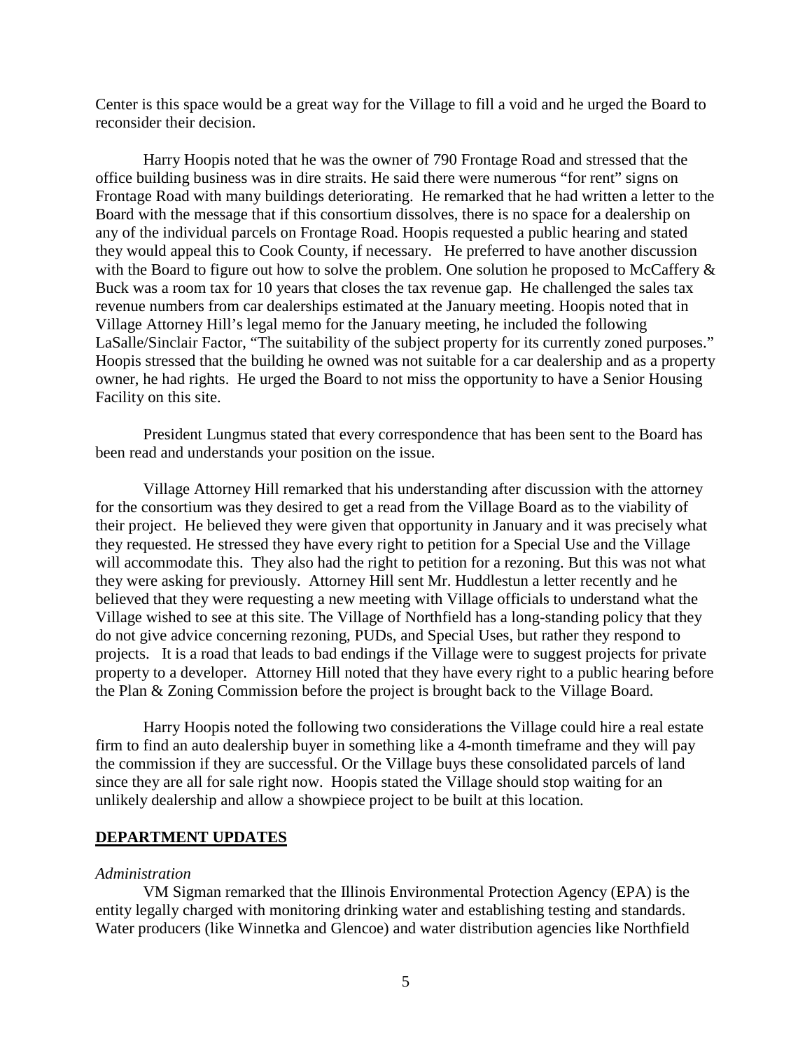Center is this space would be a great way for the Village to fill a void and he urged the Board to reconsider their decision.

Harry Hoopis noted that he was the owner of 790 Frontage Road and stressed that the office building business was in dire straits. He said there were numerous "for rent" signs on Frontage Road with many buildings deteriorating. He remarked that he had written a letter to the Board with the message that if this consortium dissolves, there is no space for a dealership on any of the individual parcels on Frontage Road. Hoopis requested a public hearing and stated they would appeal this to Cook County, if necessary. He preferred to have another discussion with the Board to figure out how to solve the problem. One solution he proposed to McCaffery & Buck was a room tax for 10 years that closes the tax revenue gap. He challenged the sales tax revenue numbers from car dealerships estimated at the January meeting. Hoopis noted that in Village Attorney Hill's legal memo for the January meeting, he included the following LaSalle/Sinclair Factor, "The suitability of the subject property for its currently zoned purposes." Hoopis stressed that the building he owned was not suitable for a car dealership and as a property owner, he had rights. He urged the Board to not miss the opportunity to have a Senior Housing Facility on this site.

President Lungmus stated that every correspondence that has been sent to the Board has been read and understands your position on the issue.

Village Attorney Hill remarked that his understanding after discussion with the attorney for the consortium was they desired to get a read from the Village Board as to the viability of their project. He believed they were given that opportunity in January and it was precisely what they requested. He stressed they have every right to petition for a Special Use and the Village will accommodate this. They also had the right to petition for a rezoning. But this was not what they were asking for previously. Attorney Hill sent Mr. Huddlestun a letter recently and he believed that they were requesting a new meeting with Village officials to understand what the Village wished to see at this site. The Village of Northfield has a long-standing policy that they do not give advice concerning rezoning, PUDs, and Special Uses, but rather they respond to projects. It is a road that leads to bad endings if the Village were to suggest projects for private property to a developer. Attorney Hill noted that they have every right to a public hearing before the Plan & Zoning Commission before the project is brought back to the Village Board.

Harry Hoopis noted the following two considerations the Village could hire a real estate firm to find an auto dealership buyer in something like a 4-month timeframe and they will pay the commission if they are successful. Or the Village buys these consolidated parcels of land since they are all for sale right now. Hoopis stated the Village should stop waiting for an unlikely dealership and allow a showpiece project to be built at this location.

## DEPARTMENT UPDATES

*Administration*

VM Sigman remarked that the Illinois Environmental Protection Agency (EPA) is the entity legally charged with monitoring drinking water and establishing testing and standards. Water producers (like Winnetka and Glencoe) and water distribution agencies like Northfield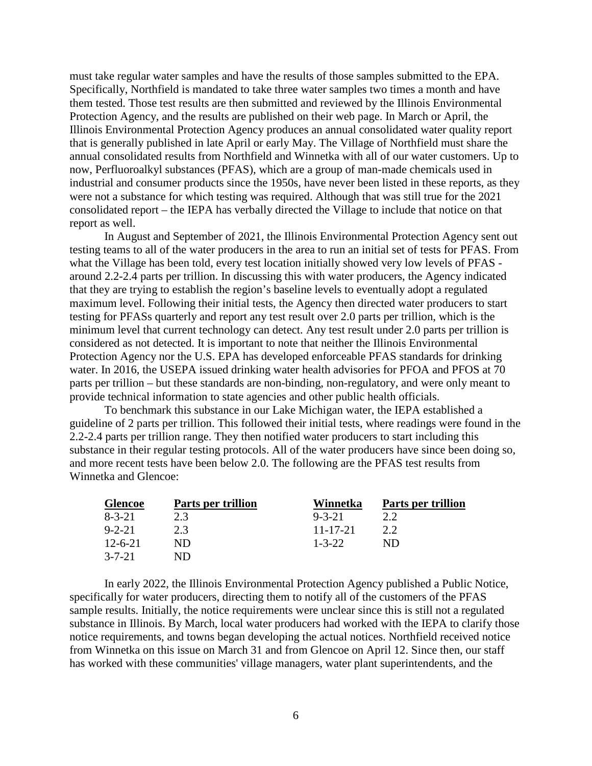must take regular water samples and have the results of those samples submitted to the EPA. Specifically, Northfield is mandated to take three water samples two times a month and have them tested. Those test results are then submitted and reviewed by the Illinois Environmental Protection Agency, and the results are published on their web page. In March or April, the Illinois Environmental Protection Agency produces an annual consolidated water quality report that is generally published in late April or early May. The Village of Northfield must share the annual consolidated results from Northfield and Winnetka with all of our water customers. Up to now, Perfluoroalkyl substances (PFAS), which are a group of man-made chemicals used in industrial and consumer products since the 1950s, have never been listed in these reports, as they were not a substance for which testing was required. Although that was still true for the 2021 consolidated report – the IEPA has verbally directed the Village to include that notice on that report as well.

In August and September of 2021, the Illinois Environmental Protection Agency sent out testing teams to all of the water producers in the area to run an initial set of tests for PFAS. From what the Village has been told, every test location initially showed very low levels of PFAS - around 2.2-2.4 parts per trillion. In discussing this with water producers, the Agency indicated that they are trying to establish the region's baseline levels to eventually adopt a regulated maximum level. Following their initial tests, the Agency then directed water producers to start testing for PFASs quarterly and report any test result over 2.0 parts per trillion, which is the minimum level that current technology can detect. Any test result under 2.0 parts per trillion is considered as not detected. It is important to note that neither the Illinois Environmental Protection Agency nor the U.S. EPA has developed enforceable PFAS standards for drinking water. In 2016, the USEPA issued drinking water health advisories for PFOA and PFOS at 70 parts per trillion – but these standards are non-binding, non-regulatory, and were only meant to provide technical information to state agencies and other public health officials.

To benchmark this substance in our Lake Michigan water, the IEPA established a guideline of 2 parts per trillion. This followed their initial tests, where readings were found in the 2.2-2.4 parts per trillion range. They then notified water producers to start including this substance in their regular testing protocols. All of the water producers have since been doing so, and more recent tests have been below 2.0. The following are the PFAS test results from Winnetka and Glencoe:

| Glencoe | Parts per trillion | Winnetka | Parts per trillion |
|---|---|---|---|
| 8-3-21 | 2.3 | 9-3-21 | 2.2 |
| 9-2-21 | 2.3 | 11-17-21 | 2.2 |
| 12-6-21 | ND | 1-3-22 | ND |
| 3-7-21 | ND | | |

In early 2022, the Illinois Environmental Protection Agency published a Public Notice, specifically for water producers, directing them to notify all of the customers of the PFAS sample results. Initially, the notice requirements were unclear since this is still not a regulated substance in Illinois. By March, local water producers had worked with the IEPA to clarify those notice requirements, and towns began developing the actual notices. Northfield received notice from Winnetka on this issue on March 31 and from Glencoe on April 12. Since then, our staff has worked with these communities' village managers, water plant superintendents, and the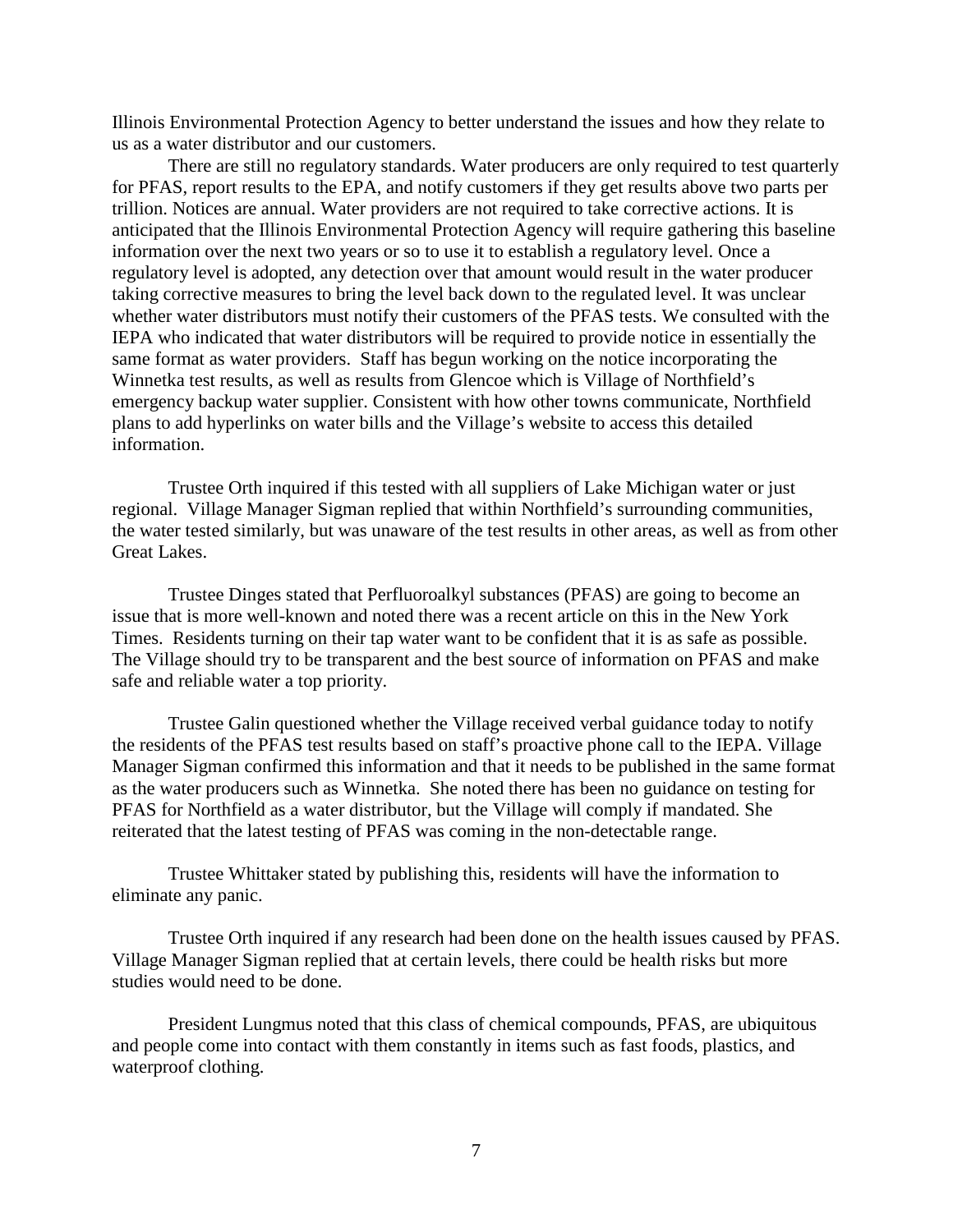Illinois Environmental Protection Agency to better understand the issues and how they relate to us as a water distributor and our customers.

There are still no regulatory standards. Water producers are only required to test quarterly for PFAS, report results to the EPA, and notify customers if they get results above two parts per trillion. Notices are annual. Water providers are not required to take corrective actions. It is anticipated that the Illinois Environmental Protection Agency will require gathering this baseline information over the next two years or so to use it to establish a regulatory level. Once a regulatory level is adopted, any detection over that amount would result in the water producer taking corrective measures to bring the level back down to the regulated level. It was unclear whether water distributors must notify their customers of the PFAS tests. We consulted with the IEPA who indicated that water distributors will be required to provide notice in essentially the same format as water providers. Staff has begun working on the notice incorporating the Winnetka test results, as well as results from Glencoe which is Village of Northfield's emergency backup water supplier. Consistent with how other towns communicate, Northfield plans to add hyperlinks on water bills and the Village's website to access this detailed information.

Trustee Orth inquired if this tested with all suppliers of Lake Michigan water or just regional. Village Manager Sigman replied that within Northfield's surrounding communities, the water tested similarly, but was unaware of the test results in other areas, as well as from other Great Lakes.

Trustee Dinges stated that Perfluoroalkyl substances (PFAS) are going to become an issue that is more well-known and noted there was a recent article on this in the New York Times. Residents turning on their tap water want to be confident that it is as safe as possible. The Village should try to be transparent and the best source of information on PFAS and make safe and reliable water a top priority.

Trustee Galin questioned whether the Village received verbal guidance today to notify the residents of the PFAS test results based on staff's proactive phone call to the IEPA. Village Manager Sigman confirmed this information and that it needs to be published in the same format as the water producers such as Winnetka. She noted there has been no guidance on testing for PFAS for Northfield as a water distributor, but the Village will comply if mandated. She reiterated that the latest testing of PFAS was coming in the non-detectable range.

Trustee Whittaker stated by publishing this, residents will have the information to eliminate any panic.

Trustee Orth inquired if any research had been done on the health issues caused by PFAS. Village Manager Sigman replied that at certain levels, there could be health risks but more studies would need to be done.

President Lungmus noted that this class of chemical compounds, PFAS, are ubiquitous and people come into contact with them constantly in items such as fast foods, plastics, and waterproof clothing.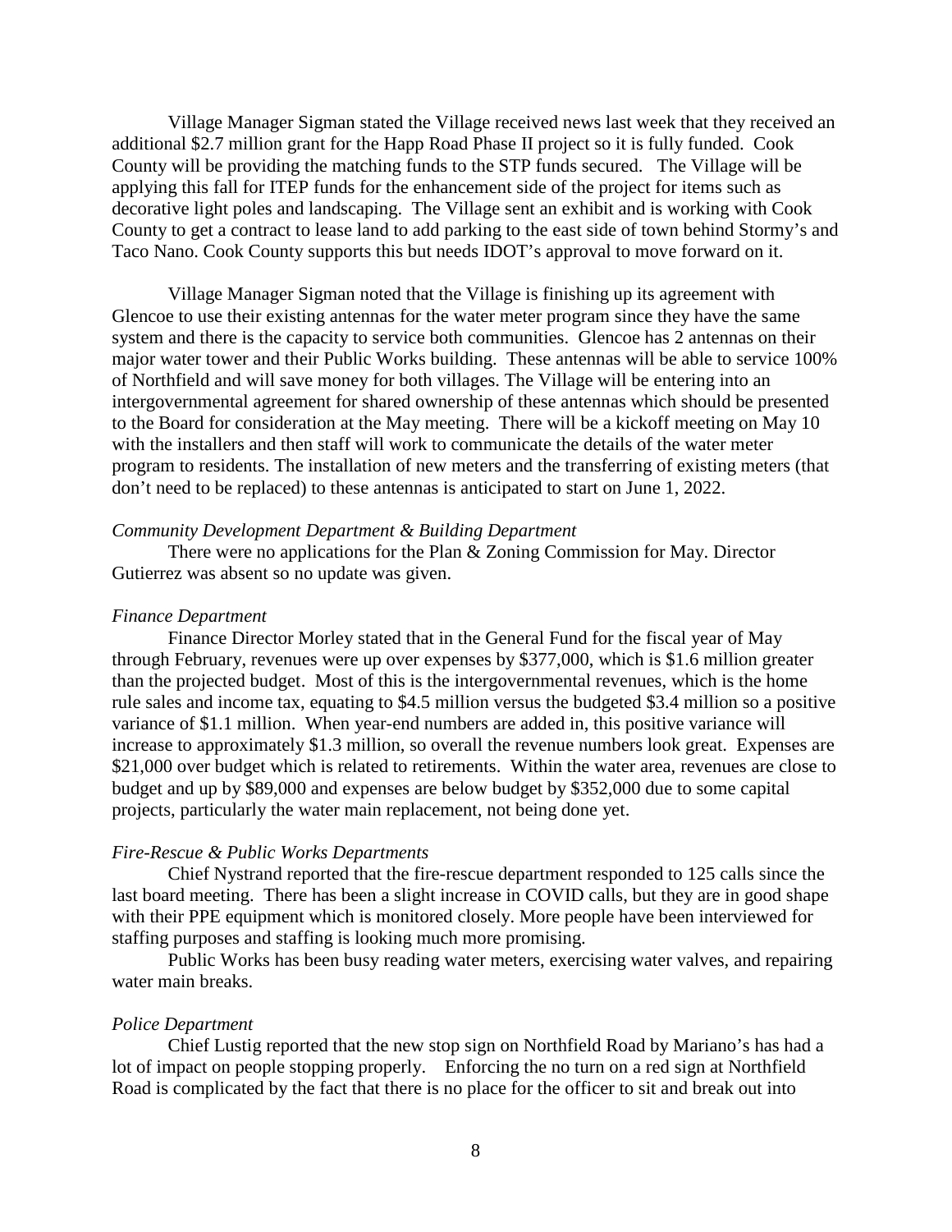Village Manager Sigman stated the Village received news last week that they received an additional $2.7 million grant for the Happ Road Phase II project so it is fully funded. Cook County will be providing the matching funds to the STP funds secured. The Village will be applying this fall for ITEP funds for the enhancement side of the project for items such as decorative light poles and landscaping. The Village sent an exhibit and is working with Cook County to get a contract to lease land to add parking to the east side of town behind Stormy's and Taco Nano. Cook County supports this but needs IDOT's approval to move forward on it.

Village Manager Sigman noted that the Village is finishing up its agreement with Glencoe to use their existing antennas for the water meter program since they have the same system and there is the capacity to service both communities. Glencoe has 2 antennas on their major water tower and their Public Works building. These antennas will be able to service 100% of Northfield and will save money for both villages. The Village will be entering into an intergovernmental agreement for shared ownership of these antennas which should be presented to the Board for consideration at the May meeting. There will be a kickoff meeting on May 10 with the installers and then staff will work to communicate the details of the water meter program to residents. The installation of new meters and the transferring of existing meters (that don't need to be replaced) to these antennas is anticipated to start on June 1, 2022.

*Community Development Department & Building Department*

There were no applications for the Plan & Zoning Commission for May. Director Gutierrez was absent so no update was given.

*Finance Department*

Finance Director Morley stated that in the General Fund for the fiscal year of May through February, revenues were up over expenses by $377,000, which is $1.6 million greater than the projected budget. Most of this is the intergovernmental revenues, which is the home rule sales and income tax, equating to $4.5 million versus the budgeted $3.4 million so a positive variance of $1.1 million. When year-end numbers are added in, this positive variance will increase to approximately $1.3 million, so overall the revenue numbers look great. Expenses are $21,000 over budget which is related to retirements. Within the water area, revenues are close to budget and up by $89,000 and expenses are below budget by $352,000 due to some capital projects, particularly the water main replacement, not being done yet.

*Fire-Rescue & Public Works Departments*

Chief Nystrand reported that the fire-rescue department responded to 125 calls since the last board meeting. There has been a slight increase in COVID calls, but they are in good shape with their PPE equipment which is monitored closely. More people have been interviewed for staffing purposes and staffing is looking much more promising.

Public Works has been busy reading water meters, exercising water valves, and repairing water main breaks.

*Police Department*

Chief Lustig reported that the new stop sign on Northfield Road by Mariano's has had a lot of impact on people stopping properly. Enforcing the no turn on a red sign at Northfield Road is complicated by the fact that there is no place for the officer to sit and break out into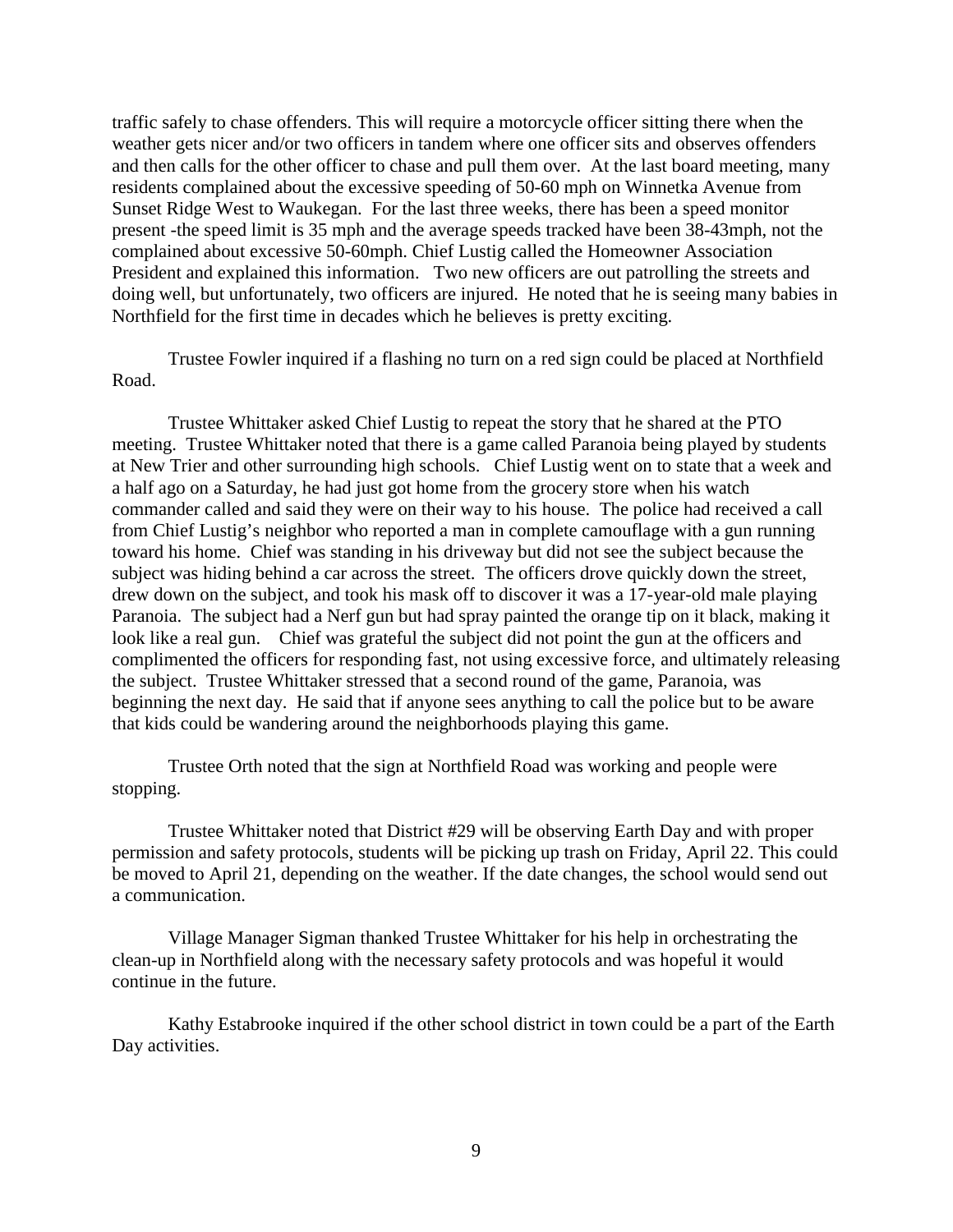traffic safely to chase offenders. This will require a motorcycle officer sitting there when the weather gets nicer and/or two officers in tandem where one officer sits and observes offenders and then calls for the other officer to chase and pull them over. At the last board meeting, many residents complained about the excessive speeding of 50-60 mph on Winnetka Avenue from Sunset Ridge West to Waukegan. For the last three weeks, there has been a speed monitor present -the speed limit is 35 mph and the average speeds tracked have been 38-43mph, not the complained about excessive 50-60mph. Chief Lustig called the Homeowner Association President and explained this information. Two new officers are out patrolling the streets and doing well, but unfortunately, two officers are injured. He noted that he is seeing many babies in Northfield for the first time in decades which he believes is pretty exciting.

Trustee Fowler inquired if a flashing no turn on a red sign could be placed at Northfield Road.

Trustee Whittaker asked Chief Lustig to repeat the story that he shared at the PTO meeting. Trustee Whittaker noted that there is a game called Paranoia being played by students at New Trier and other surrounding high schools. Chief Lustig went on to state that a week and a half ago on a Saturday, he had just got home from the grocery store when his watch commander called and said they were on their way to his house. The police had received a call from Chief Lustig's neighbor who reported a man in complete camouflage with a gun running toward his home. Chief was standing in his driveway but did not see the subject because the subject was hiding behind a car across the street. The officers drove quickly down the street, drew down on the subject, and took his mask off to discover it was a 17-year-old male playing Paranoia. The subject had a Nerf gun but had spray painted the orange tip on it black, making it look like a real gun. Chief was grateful the subject did not point the gun at the officers and complimented the officers for responding fast, not using excessive force, and ultimately releasing the subject. Trustee Whittaker stressed that a second round of the game, Paranoia, was beginning the next day. He said that if anyone sees anything to call the police but to be aware that kids could be wandering around the neighborhoods playing this game.

Trustee Orth noted that the sign at Northfield Road was working and people were stopping.

Trustee Whittaker noted that District #29 will be observing Earth Day and with proper permission and safety protocols, students will be picking up trash on Friday, April 22. This could be moved to April 21, depending on the weather. If the date changes, the school would send out a communication.

Village Manager Sigman thanked Trustee Whittaker for his help in orchestrating the clean-up in Northfield along with the necessary safety protocols and was hopeful it would continue in the future.

Kathy Estabrooke inquired if the other school district in town could be a part of the Earth Day activities.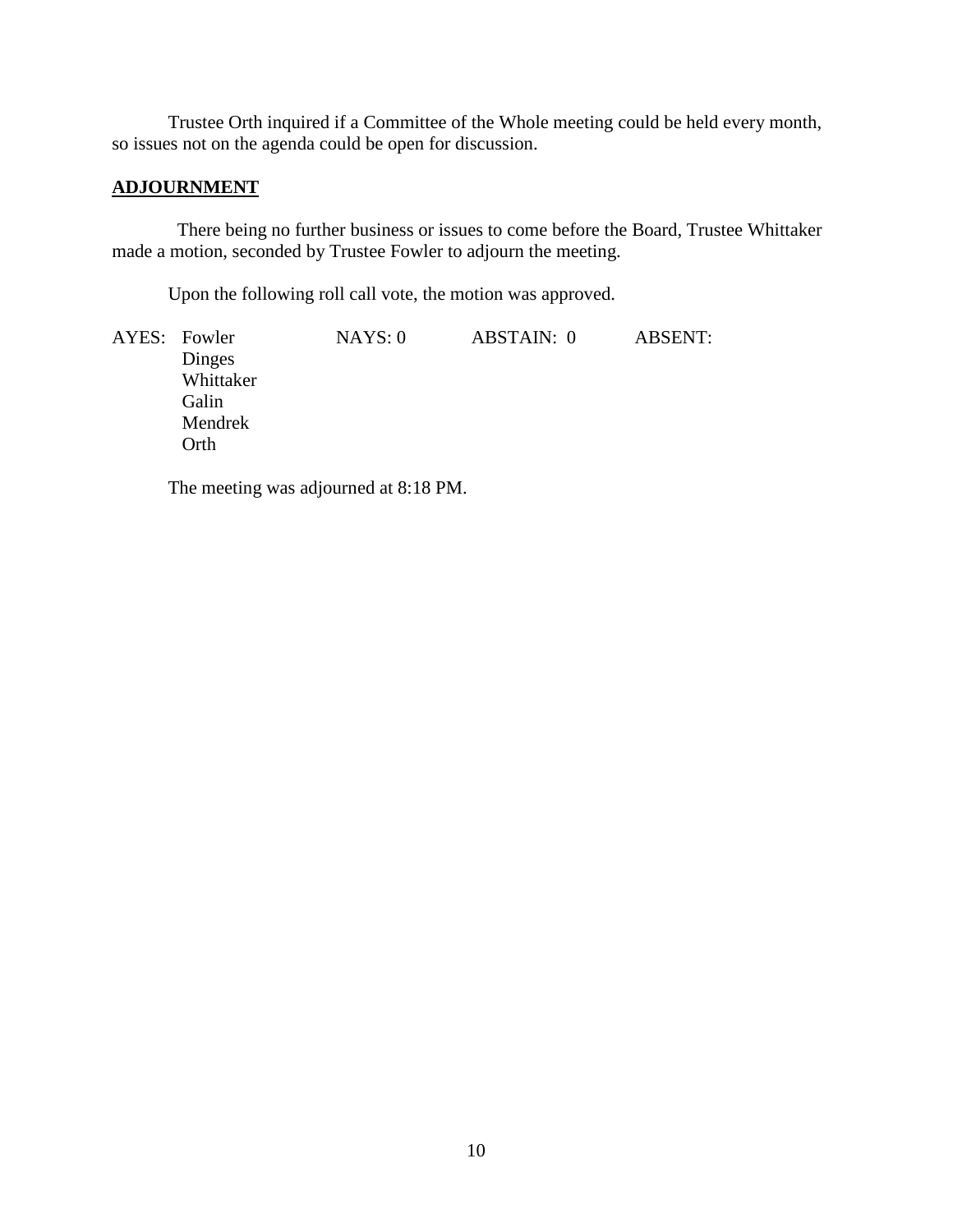Trustee Orth inquired if a Committee of the Whole meeting could be held every month, so issues not on the agenda could be open for discussion.

**ADJOURNMENT**

There being no further business or issues to come before the Board, Trustee Whittaker made a motion, seconded by Trustee Fowler to adjourn the meeting.

Upon the following roll call vote, the motion was approved.

| AYES: | NAYS: 0 | ABSTAIN: 0 | ABSENT: |
|---|---|---|---|
| Fowler | | | |
| Dinges | | | |
| Whittaker | | | |
| Galin | | | |
| Mendrek | | | |
| Orth | | | |

The meeting was adjourned at 8:18 PM.